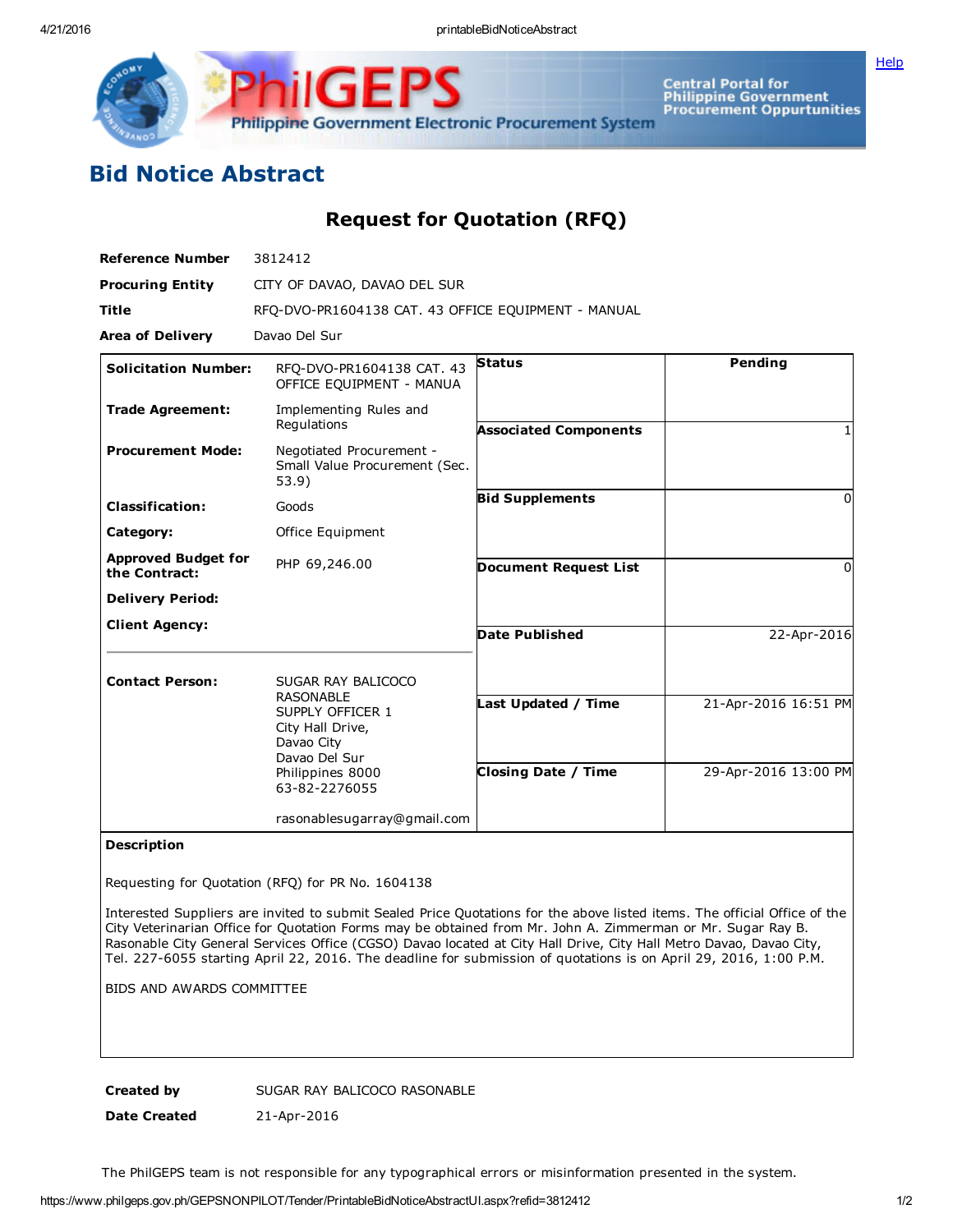# Bid Notice Abstract

## Request for Quotation (RFQ)

**Reference Number** 3812412

**Procuring Entity** CITY OF DAVAO, DAVAO DEL SUR

**Title** RFQ-DVO-PR1604138 CAT. 43 OFFICE EQUIPMENT - MANUAL

**Area of Delivery** Davao Del Sur

| | | | |
|---|---|---|---|
| **Solicitation Number:** | RFQ-DVO-PR1604138 CAT. 43 OFFICE EQUIPMENT - MANUA | **Status** | Pending |
| **Trade Agreement:** | Implementing Rules and Regulations | **Associated Components** | 1 |
| **Procurement Mode:** | Negotiated Procurement - Small Value Procurement (Sec. 53.9) | **Bid Supplements** | 0 |
| **Classification:** | Goods | **Document Request List** | 0 |
| **Category:** | Office Equipment | | |
| **Approved Budget for the Contract:** | PHP 69,246.00 | **Date Published** | 22-Apr-2016 |
| **Delivery Period:** | | | |
| **Client Agency:** | | **Last Updated / Time** | 21-Apr-2016 16:51 PM |
| **Contact Person:** | SUGAR RAY BALICOCO RASONABLE<br>SUPPLY OFFICER 1<br>City Hall Drive,<br>Davao City<br>Davao Del Sur<br>Philippines 8000<br>63-82-2276055<br><br>rasonablesugarray@gmail.com | **Closing Date / Time** | 29-Apr-2016 13:00 PM |

**Description**

Requesting for Quotation (RFQ) for PR No. 1604138

Interested Suppliers are invited to submit Sealed Price Quotations for the above listed items. The official Office of the City Veterinarian Office for Quotation Forms may be obtained from Mr. John A. Zimmerman or Mr. Sugar Ray B. Rasonable City General Services Office (CGSO) Davao located at City Hall Drive, City Hall Metro Davao, Davao City, Tel. 227-6055 starting April 22, 2016. The deadline for submission of quotations is on April 29, 2016, 1:00 P.M.

BIDS AND AWARDS COMMITTEE

**Created by** SUGAR RAY BALICOCO RASONABLE

**Date Created** 21-Apr-2016

The PhilGEPS team is not responsible for any typographical errors or misinformation presented in the system.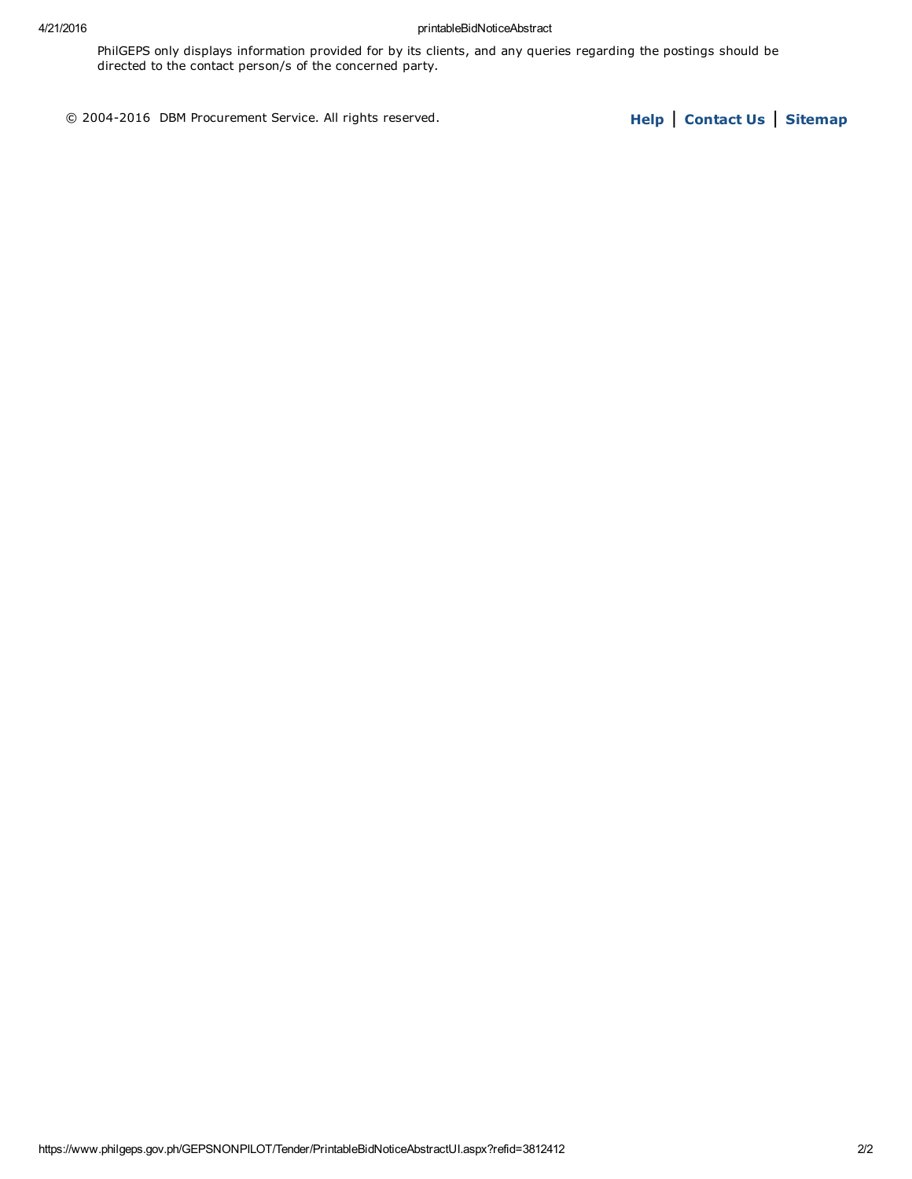PhilGEPS only displays information provided for by its clients, and any queries regarding the postings should be directed to the contact person/s of the concerned party.

© 2004-2016 DBM Procurement Service. All rights reserved.

**Help** | **Contact Us** | **Sitemap**